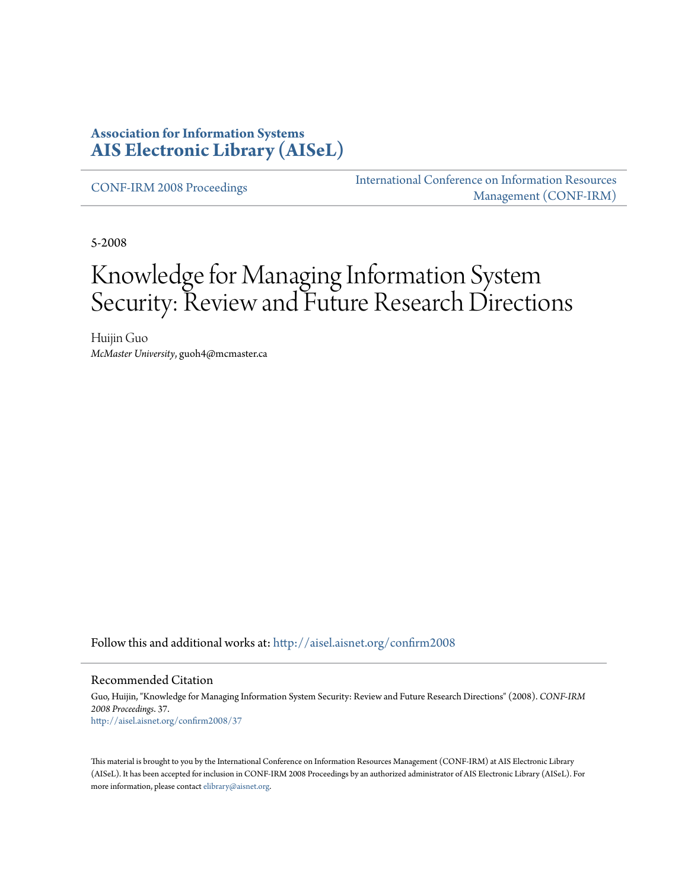**Association for Information Systems**
**AIS Electronic Library (AISeL)**

CONF-IRM 2008 Proceedings

International Conference on Information Resources Management (CONF-IRM)

5-2008

# Knowledge for Managing Information System Security: Review and Future Research Directions

Huijin Guo
*McMaster University*, guoh4@mcmaster.ca

Follow this and additional works at: http://aisel.aisnet.org/confirm2008

## Recommended Citation

Guo, Huijin, "Knowledge for Managing Information System Security: Review and Future Research Directions" (2008). *CONF-IRM 2008 Proceedings*. 37.
http://aisel.aisnet.org/confirm2008/37

This material is brought to you by the International Conference on Information Resources Management (CONF-IRM) at AIS Electronic Library (AISeL). It has been accepted for inclusion in CONF-IRM 2008 Proceedings by an authorized administrator of AIS Electronic Library (AISeL). For more information, please contact elibrary@aisnet.org.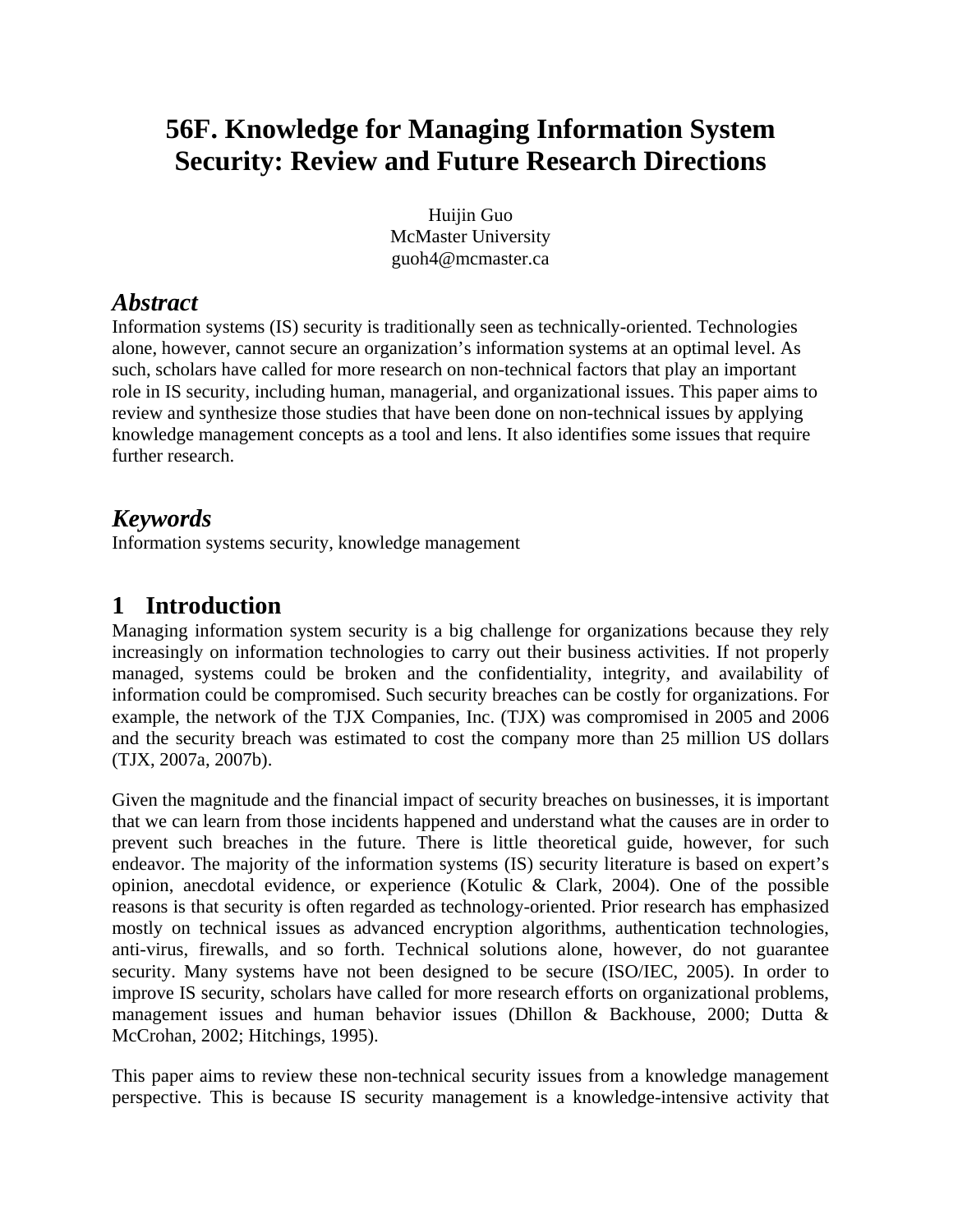# 56F. Knowledge for Managing Information System Security: Review and Future Research Directions

Huijin Guo
McMaster University
guoh4@mcmaster.ca

## *Abstract*

Information systems (IS) security is traditionally seen as technically-oriented. Technologies alone, however, cannot secure an organization's information systems at an optimal level. As such, scholars have called for more research on non-technical factors that play an important role in IS security, including human, managerial, and organizational issues. This paper aims to review and synthesize those studies that have been done on non-technical issues by applying knowledge management concepts as a tool and lens. It also identifies some issues that require further research.

## *Keywords*

Information systems security, knowledge management

## 1 Introduction

Managing information system security is a big challenge for organizations because they rely increasingly on information technologies to carry out their business activities. If not properly managed, systems could be broken and the confidentiality, integrity, and availability of information could be compromised. Such security breaches can be costly for organizations. For example, the network of the TJX Companies, Inc. (TJX) was compromised in 2005 and 2006 and the security breach was estimated to cost the company more than 25 million US dollars (TJX, 2007a, 2007b).

Given the magnitude and the financial impact of security breaches on businesses, it is important that we can learn from those incidents happened and understand what the causes are in order to prevent such breaches in the future. There is little theoretical guide, however, for such endeavor. The majority of the information systems (IS) security literature is based on expert's opinion, anecdotal evidence, or experience (Kotulic & Clark, 2004). One of the possible reasons is that security is often regarded as technology-oriented. Prior research has emphasized mostly on technical issues as advanced encryption algorithms, authentication technologies, anti-virus, firewalls, and so forth. Technical solutions alone, however, do not guarantee security. Many systems have not been designed to be secure (ISO/IEC, 2005). In order to improve IS security, scholars have called for more research efforts on organizational problems, management issues and human behavior issues (Dhillon & Backhouse, 2000; Dutta & McCrohan, 2002; Hitchings, 1995).

This paper aims to review these non-technical security issues from a knowledge management perspective. This is because IS security management is a knowledge-intensive activity that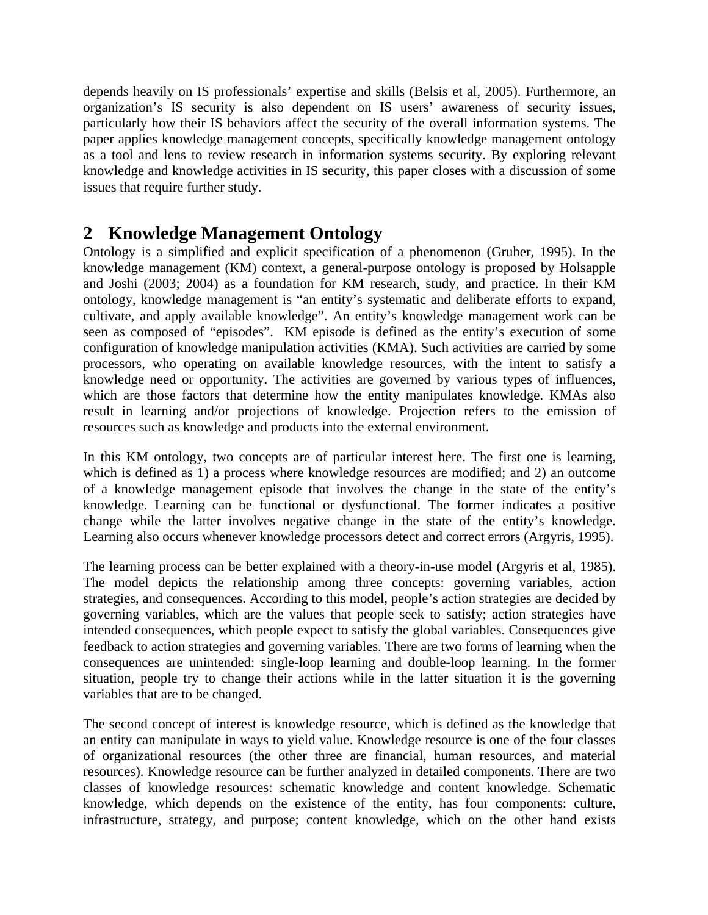depends heavily on IS professionals' expertise and skills (Belsis et al, 2005). Furthermore, an organization's IS security is also dependent on IS users' awareness of security issues, particularly how their IS behaviors affect the security of the overall information systems. The paper applies knowledge management concepts, specifically knowledge management ontology as a tool and lens to review research in information systems security. By exploring relevant knowledge and knowledge activities in IS security, this paper closes with a discussion of some issues that require further study.

## 2 Knowledge Management Ontology

Ontology is a simplified and explicit specification of a phenomenon (Gruber, 1995). In the knowledge management (KM) context, a general-purpose ontology is proposed by Holsapple and Joshi (2003; 2004) as a foundation for KM research, study, and practice. In their KM ontology, knowledge management is "an entity's systematic and deliberate efforts to expand, cultivate, and apply available knowledge". An entity's knowledge management work can be seen as composed of "episodes". KM episode is defined as the entity's execution of some configuration of knowledge manipulation activities (KMA). Such activities are carried by some processors, who operating on available knowledge resources, with the intent to satisfy a knowledge need or opportunity. The activities are governed by various types of influences, which are those factors that determine how the entity manipulates knowledge. KMAs also result in learning and/or projections of knowledge. Projection refers to the emission of resources such as knowledge and products into the external environment.

In this KM ontology, two concepts are of particular interest here. The first one is learning, which is defined as 1) a process where knowledge resources are modified; and 2) an outcome of a knowledge management episode that involves the change in the state of the entity's knowledge. Learning can be functional or dysfunctional. The former indicates a positive change while the latter involves negative change in the state of the entity's knowledge. Learning also occurs whenever knowledge processors detect and correct errors (Argyris, 1995).

The learning process can be better explained with a theory-in-use model (Argyris et al, 1985). The model depicts the relationship among three concepts: governing variables, action strategies, and consequences. According to this model, people's action strategies are decided by governing variables, which are the values that people seek to satisfy; action strategies have intended consequences, which people expect to satisfy the global variables. Consequences give feedback to action strategies and governing variables. There are two forms of learning when the consequences are unintended: single-loop learning and double-loop learning. In the former situation, people try to change their actions while in the latter situation it is the governing variables that are to be changed.

The second concept of interest is knowledge resource, which is defined as the knowledge that an entity can manipulate in ways to yield value. Knowledge resource is one of the four classes of organizational resources (the other three are financial, human resources, and material resources). Knowledge resource can be further analyzed in detailed components. There are two classes of knowledge resources: schematic knowledge and content knowledge. Schematic knowledge, which depends on the existence of the entity, has four components: culture, infrastructure, strategy, and purpose; content knowledge, which on the other hand exists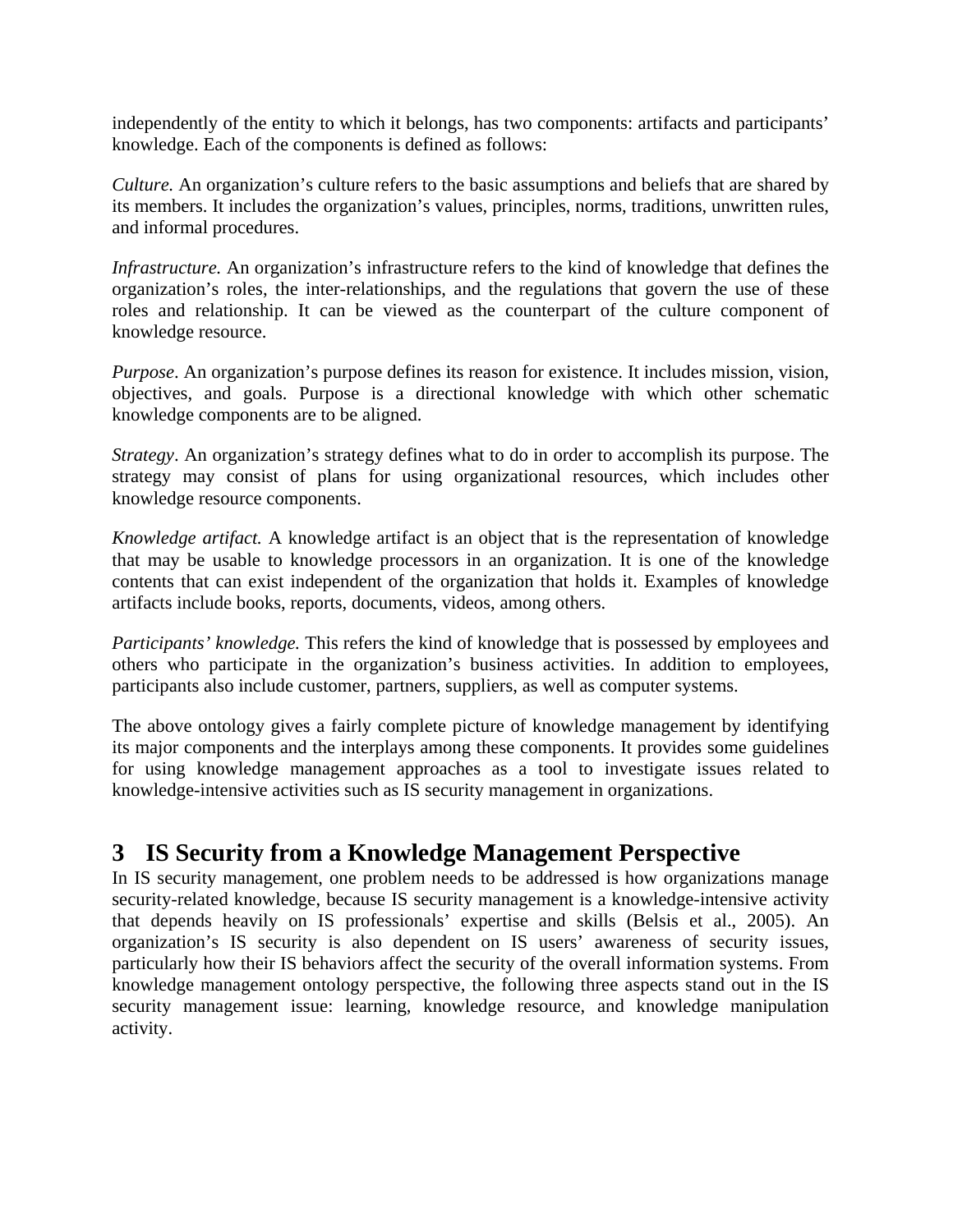independently of the entity to which it belongs, has two components: artifacts and participants' knowledge. Each of the components is defined as follows:

*Culture.* An organization's culture refers to the basic assumptions and beliefs that are shared by its members. It includes the organization's values, principles, norms, traditions, unwritten rules, and informal procedures.

*Infrastructure.* An organization's infrastructure refers to the kind of knowledge that defines the organization's roles, the inter-relationships, and the regulations that govern the use of these roles and relationship. It can be viewed as the counterpart of the culture component of knowledge resource.

*Purpose*. An organization's purpose defines its reason for existence. It includes mission, vision, objectives, and goals. Purpose is a directional knowledge with which other schematic knowledge components are to be aligned.

*Strategy*. An organization's strategy defines what to do in order to accomplish its purpose. The strategy may consist of plans for using organizational resources, which includes other knowledge resource components.

*Knowledge artifact.* A knowledge artifact is an object that is the representation of knowledge that may be usable to knowledge processors in an organization. It is one of the knowledge contents that can exist independent of the organization that holds it. Examples of knowledge artifacts include books, reports, documents, videos, among others.

*Participants' knowledge.* This refers the kind of knowledge that is possessed by employees and others who participate in the organization's business activities. In addition to employees, participants also include customer, partners, suppliers, as well as computer systems.

The above ontology gives a fairly complete picture of knowledge management by identifying its major components and the interplays among these components. It provides some guidelines for using knowledge management approaches as a tool to investigate issues related to knowledge-intensive activities such as IS security management in organizations.

# 3 IS Security from a Knowledge Management Perspective

In IS security management, one problem needs to be addressed is how organizations manage security-related knowledge, because IS security management is a knowledge-intensive activity that depends heavily on IS professionals' expertise and skills (Belsis et al., 2005). An organization's IS security is also dependent on IS users' awareness of security issues, particularly how their IS behaviors affect the security of the overall information systems. From knowledge management ontology perspective, the following three aspects stand out in the IS security management issue: learning, knowledge resource, and knowledge manipulation activity.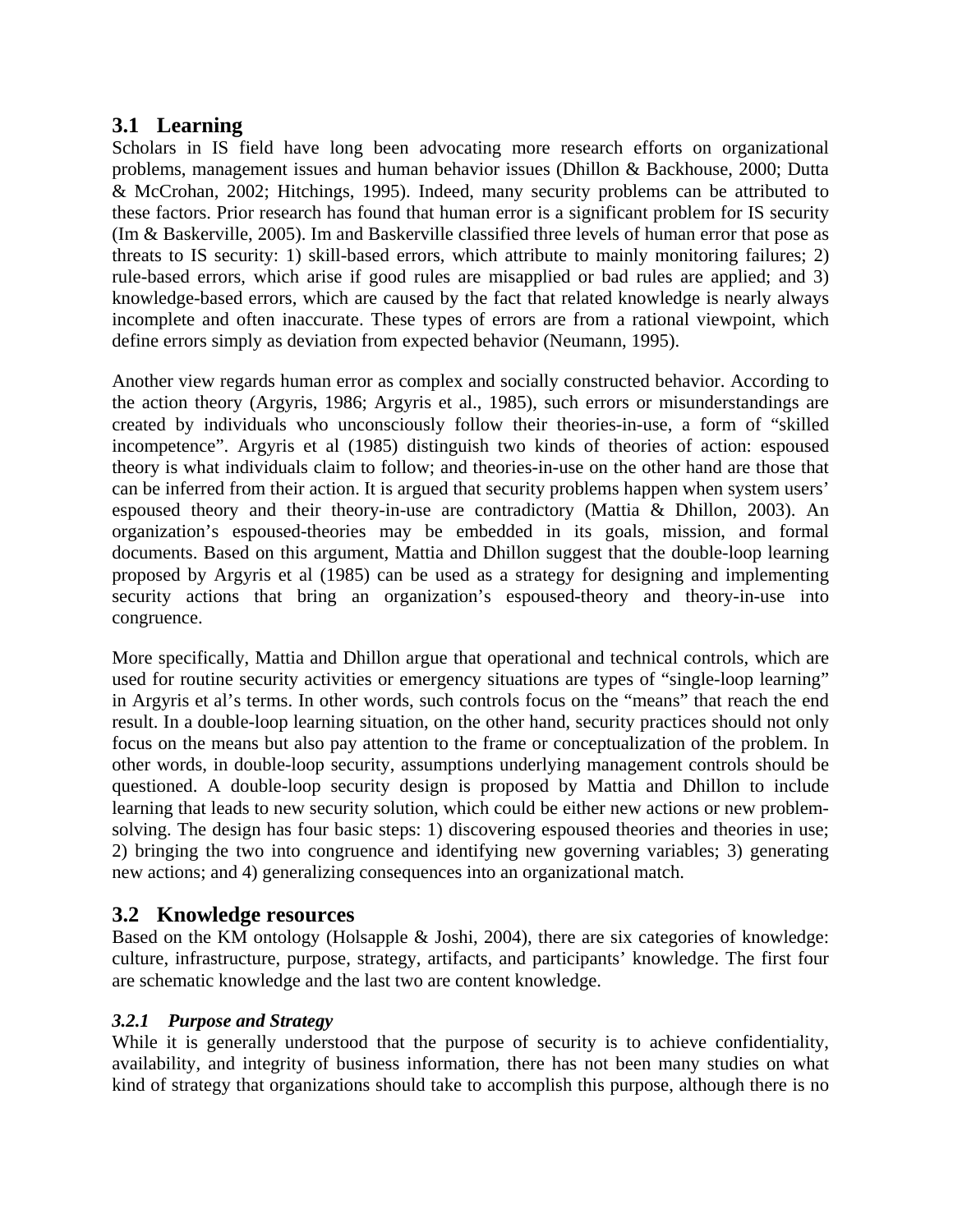## 3.1 Learning

Scholars in IS field have long been advocating more research efforts on organizational problems, management issues and human behavior issues (Dhillon & Backhouse, 2000; Dutta & McCrohan, 2002; Hitchings, 1995). Indeed, many security problems can be attributed to these factors. Prior research has found that human error is a significant problem for IS security (Im & Baskerville, 2005). Im and Baskerville classified three levels of human error that pose as threats to IS security: 1) skill-based errors, which attribute to mainly monitoring failures; 2) rule-based errors, which arise if good rules are misapplied or bad rules are applied; and 3) knowledge-based errors, which are caused by the fact that related knowledge is nearly always incomplete and often inaccurate. These types of errors are from a rational viewpoint, which define errors simply as deviation from expected behavior (Neumann, 1995).

Another view regards human error as complex and socially constructed behavior. According to the action theory (Argyris, 1986; Argyris et al., 1985), such errors or misunderstandings are created by individuals who unconsciously follow their theories-in-use, a form of "skilled incompetence". Argyris et al (1985) distinguish two kinds of theories of action: espoused theory is what individuals claim to follow; and theories-in-use on the other hand are those that can be inferred from their action. It is argued that security problems happen when system users' espoused theory and their theory-in-use are contradictory (Mattia & Dhillon, 2003). An organization's espoused-theories may be embedded in its goals, mission, and formal documents. Based on this argument, Mattia and Dhillon suggest that the double-loop learning proposed by Argyris et al (1985) can be used as a strategy for designing and implementing security actions that bring an organization's espoused-theory and theory-in-use into congruence.

More specifically, Mattia and Dhillon argue that operational and technical controls, which are used for routine security activities or emergency situations are types of "single-loop learning" in Argyris et al's terms. In other words, such controls focus on the "means" that reach the end result. In a double-loop learning situation, on the other hand, security practices should not only focus on the means but also pay attention to the frame or conceptualization of the problem. In other words, in double-loop security, assumptions underlying management controls should be questioned. A double-loop security design is proposed by Mattia and Dhillon to include learning that leads to new security solution, which could be either new actions or new problem-solving. The design has four basic steps: 1) discovering espoused theories and theories in use; 2) bringing the two into congruence and identifying new governing variables; 3) generating new actions; and 4) generalizing consequences into an organizational match.

## 3.2 Knowledge resources

Based on the KM ontology (Holsapple & Joshi, 2004), there are six categories of knowledge: culture, infrastructure, purpose, strategy, artifacts, and participants' knowledge. The first four are schematic knowledge and the last two are content knowledge.

### *3.2.1 Purpose and Strategy*

While it is generally understood that the purpose of security is to achieve confidentiality, availability, and integrity of business information, there has not been many studies on what kind of strategy that organizations should take to accomplish this purpose, although there is no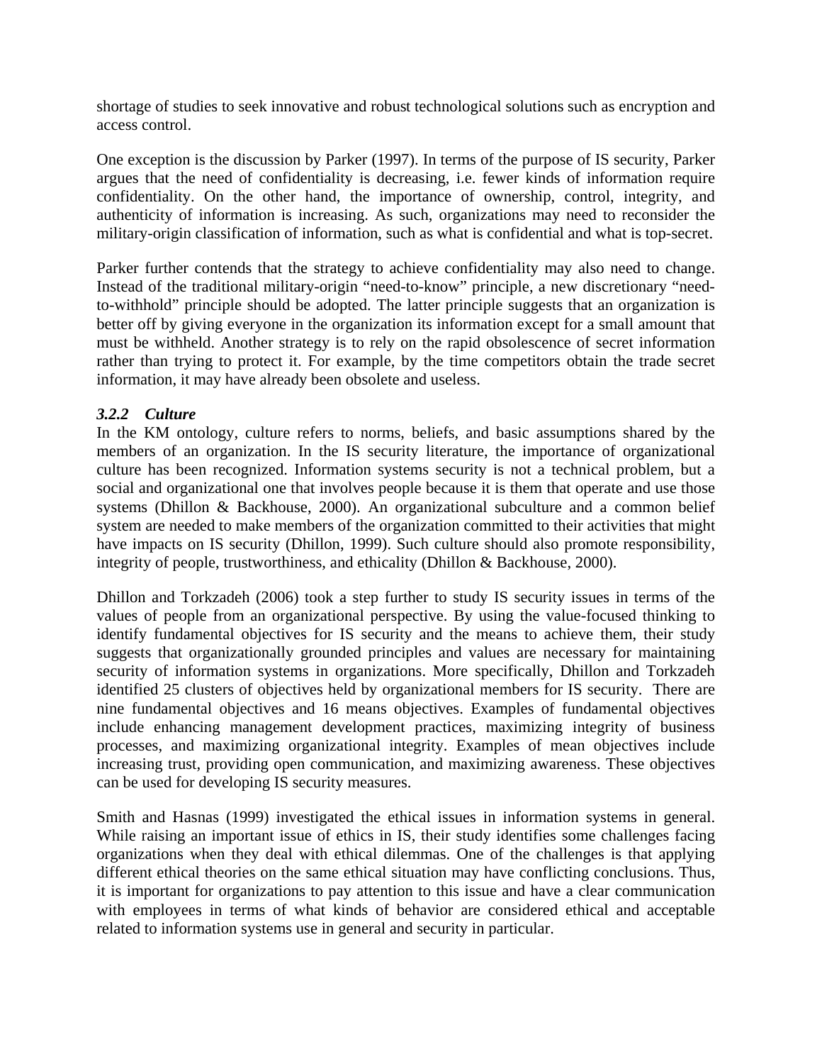shortage of studies to seek innovative and robust technological solutions such as encryption and access control.

One exception is the discussion by Parker (1997). In terms of the purpose of IS security, Parker argues that the need of confidentiality is decreasing, i.e. fewer kinds of information require confidentiality. On the other hand, the importance of ownership, control, integrity, and authenticity of information is increasing. As such, organizations may need to reconsider the military-origin classification of information, such as what is confidential and what is top-secret.

Parker further contends that the strategy to achieve confidentiality may also need to change. Instead of the traditional military-origin "need-to-know" principle, a new discretionary "need-to-withhold" principle should be adopted. The latter principle suggests that an organization is better off by giving everyone in the organization its information except for a small amount that must be withheld. Another strategy is to rely on the rapid obsolescence of secret information rather than trying to protect it. For example, by the time competitors obtain the trade secret information, it may have already been obsolete and useless.

### *3.2.2 Culture*

In the KM ontology, culture refers to norms, beliefs, and basic assumptions shared by the members of an organization. In the IS security literature, the importance of organizational culture has been recognized. Information systems security is not a technical problem, but a social and organizational one that involves people because it is them that operate and use those systems (Dhillon & Backhouse, 2000). An organizational subculture and a common belief system are needed to make members of the organization committed to their activities that might have impacts on IS security (Dhillon, 1999). Such culture should also promote responsibility, integrity of people, trustworthiness, and ethicality (Dhillon & Backhouse, 2000).

Dhillon and Torkzadeh (2006) took a step further to study IS security issues in terms of the values of people from an organizational perspective. By using the value-focused thinking to identify fundamental objectives for IS security and the means to achieve them, their study suggests that organizationally grounded principles and values are necessary for maintaining security of information systems in organizations. More specifically, Dhillon and Torkzadeh identified 25 clusters of objectives held by organizational members for IS security. There are nine fundamental objectives and 16 means objectives. Examples of fundamental objectives include enhancing management development practices, maximizing integrity of business processes, and maximizing organizational integrity. Examples of mean objectives include increasing trust, providing open communication, and maximizing awareness. These objectives can be used for developing IS security measures.

Smith and Hasnas (1999) investigated the ethical issues in information systems in general. While raising an important issue of ethics in IS, their study identifies some challenges facing organizations when they deal with ethical dilemmas. One of the challenges is that applying different ethical theories on the same ethical situation may have conflicting conclusions. Thus, it is important for organizations to pay attention to this issue and have a clear communication with employees in terms of what kinds of behavior are considered ethical and acceptable related to information systems use in general and security in particular.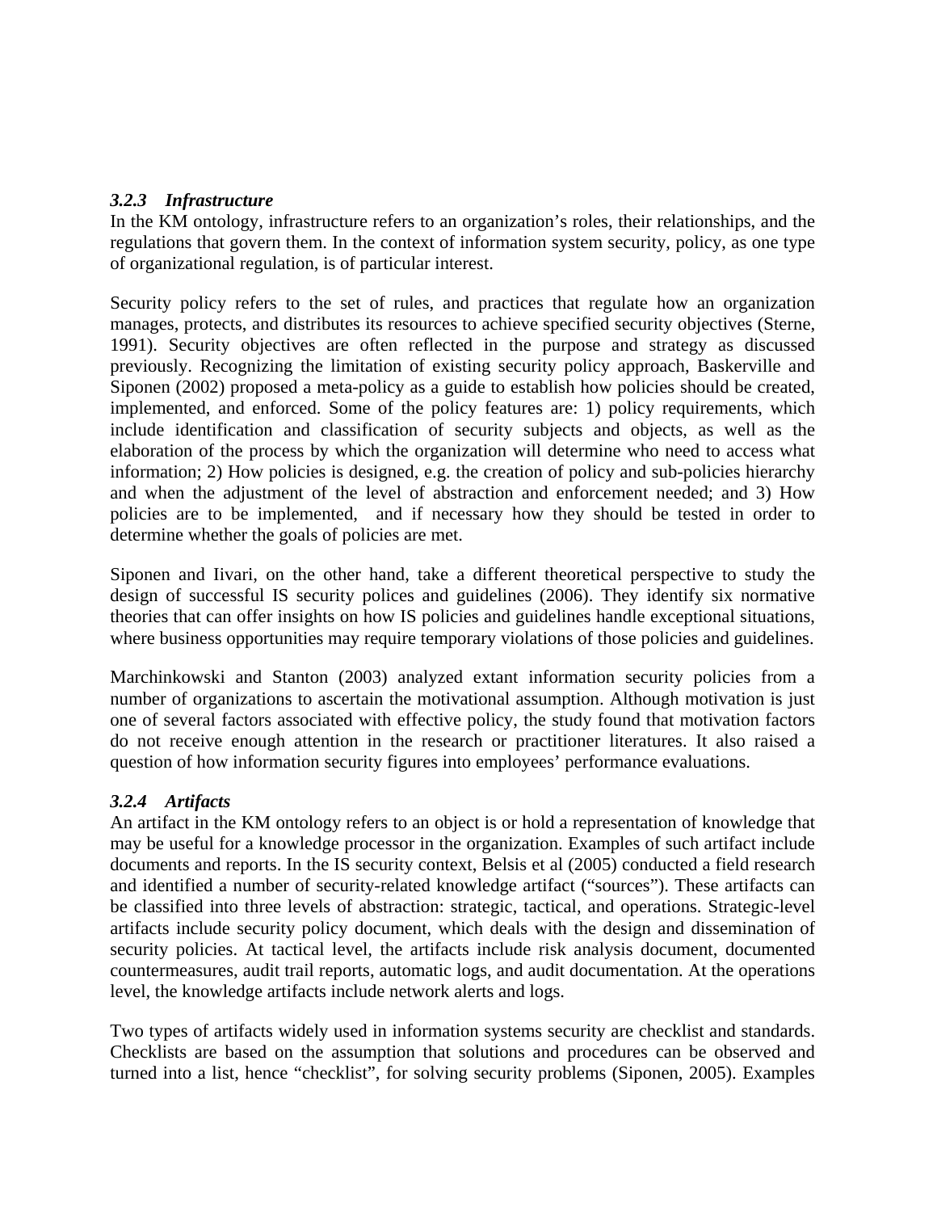### *3.2.3 Infrastructure*

In the KM ontology, infrastructure refers to an organization's roles, their relationships, and the regulations that govern them. In the context of information system security, policy, as one type of organizational regulation, is of particular interest.

Security policy refers to the set of rules, and practices that regulate how an organization manages, protects, and distributes its resources to achieve specified security objectives (Sterne, 1991). Security objectives are often reflected in the purpose and strategy as discussed previously. Recognizing the limitation of existing security policy approach, Baskerville and Siponen (2002) proposed a meta-policy as a guide to establish how policies should be created, implemented, and enforced. Some of the policy features are: 1) policy requirements, which include identification and classification of security subjects and objects, as well as the elaboration of the process by which the organization will determine who need to access what information; 2) How policies is designed, e.g. the creation of policy and sub-policies hierarchy and when the adjustment of the level of abstraction and enforcement needed; and 3) How policies are to be implemented, and if necessary how they should be tested in order to determine whether the goals of policies are met.

Siponen and Iivari, on the other hand, take a different theoretical perspective to study the design of successful IS security polices and guidelines (2006). They identify six normative theories that can offer insights on how IS policies and guidelines handle exceptional situations, where business opportunities may require temporary violations of those policies and guidelines.

Marchinkowski and Stanton (2003) analyzed extant information security policies from a number of organizations to ascertain the motivational assumption. Although motivation is just one of several factors associated with effective policy, the study found that motivation factors do not receive enough attention in the research or practitioner literatures. It also raised a question of how information security figures into employees' performance evaluations.

### *3.2.4 Artifacts*

An artifact in the KM ontology refers to an object is or hold a representation of knowledge that may be useful for a knowledge processor in the organization. Examples of such artifact include documents and reports. In the IS security context, Belsis et al (2005) conducted a field research and identified a number of security-related knowledge artifact ("sources"). These artifacts can be classified into three levels of abstraction: strategic, tactical, and operations. Strategic-level artifacts include security policy document, which deals with the design and dissemination of security policies. At tactical level, the artifacts include risk analysis document, documented countermeasures, audit trail reports, automatic logs, and audit documentation. At the operations level, the knowledge artifacts include network alerts and logs.

Two types of artifacts widely used in information systems security are checklist and standards. Checklists are based on the assumption that solutions and procedures can be observed and turned into a list, hence "checklist", for solving security problems (Siponen, 2005). Examples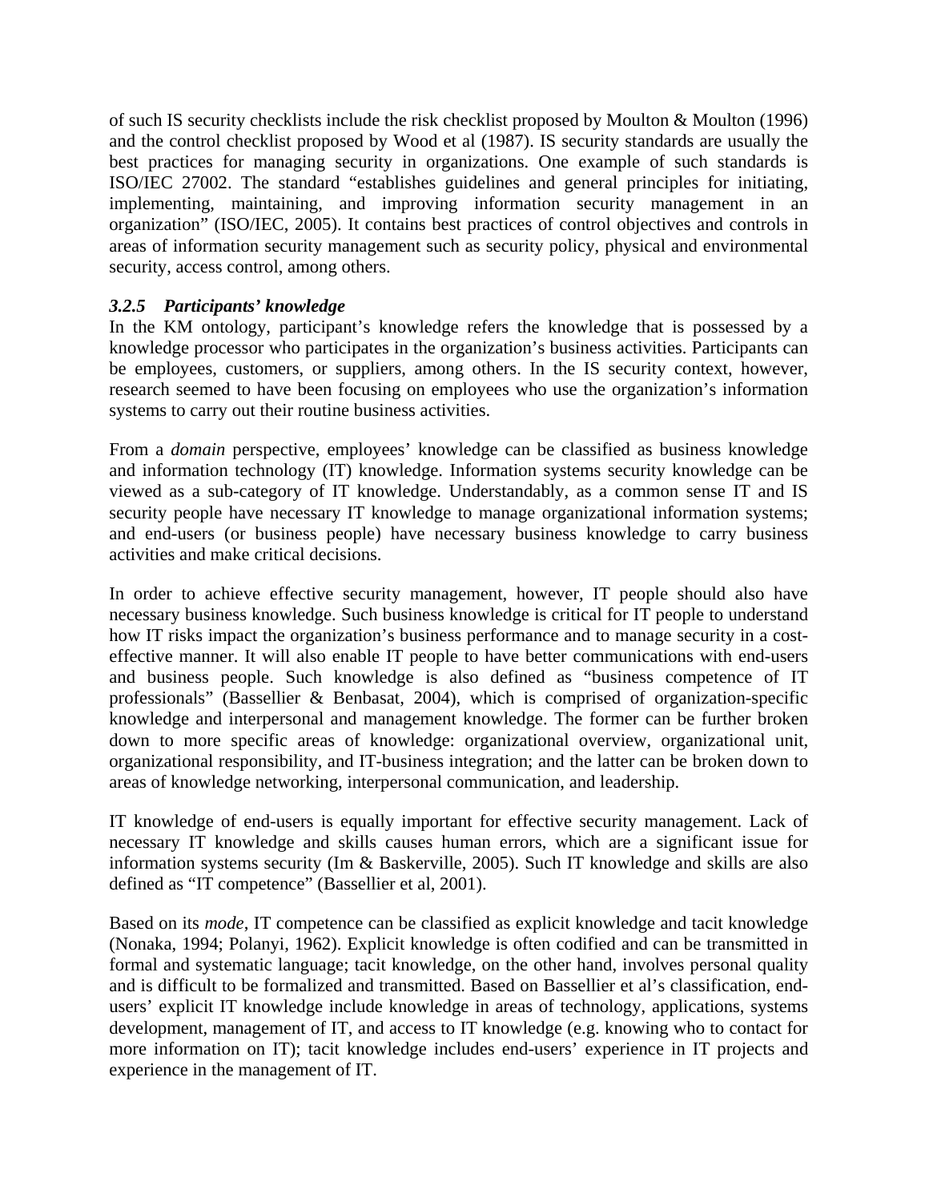of such IS security checklists include the risk checklist proposed by Moulton & Moulton (1996) and the control checklist proposed by Wood et al (1987). IS security standards are usually the best practices for managing security in organizations. One example of such standards is ISO/IEC 27002. The standard "establishes guidelines and general principles for initiating, implementing, maintaining, and improving information security management in an organization" (ISO/IEC, 2005). It contains best practices of control objectives and controls in areas of information security management such as security policy, physical and environmental security, access control, among others.

### *3.2.5 Participants' knowledge*

In the KM ontology, participant's knowledge refers the knowledge that is possessed by a knowledge processor who participates in the organization's business activities. Participants can be employees, customers, or suppliers, among others. In the IS security context, however, research seemed to have been focusing on employees who use the organization's information systems to carry out their routine business activities.

From a *domain* perspective, employees' knowledge can be classified as business knowledge and information technology (IT) knowledge. Information systems security knowledge can be viewed as a sub-category of IT knowledge. Understandably, as a common sense IT and IS security people have necessary IT knowledge to manage organizational information systems; and end-users (or business people) have necessary business knowledge to carry business activities and make critical decisions.

In order to achieve effective security management, however, IT people should also have necessary business knowledge. Such business knowledge is critical for IT people to understand how IT risks impact the organization's business performance and to manage security in a cost-effective manner. It will also enable IT people to have better communications with end-users and business people. Such knowledge is also defined as "business competence of IT professionals" (Bassellier & Benbasat, 2004), which is comprised of organization-specific knowledge and interpersonal and management knowledge. The former can be further broken down to more specific areas of knowledge: organizational overview, organizational unit, organizational responsibility, and IT-business integration; and the latter can be broken down to areas of knowledge networking, interpersonal communication, and leadership.

IT knowledge of end-users is equally important for effective security management. Lack of necessary IT knowledge and skills causes human errors, which are a significant issue for information systems security (Im & Baskerville, 2005). Such IT knowledge and skills are also defined as "IT competence" (Bassellier et al, 2001).

Based on its *mode*, IT competence can be classified as explicit knowledge and tacit knowledge (Nonaka, 1994; Polanyi, 1962). Explicit knowledge is often codified and can be transmitted in formal and systematic language; tacit knowledge, on the other hand, involves personal quality and is difficult to be formalized and transmitted. Based on Bassellier et al's classification, end-users' explicit IT knowledge include knowledge in areas of technology, applications, systems development, management of IT, and access to IT knowledge (e.g. knowing who to contact for more information on IT); tacit knowledge includes end-users' experience in IT projects and experience in the management of IT.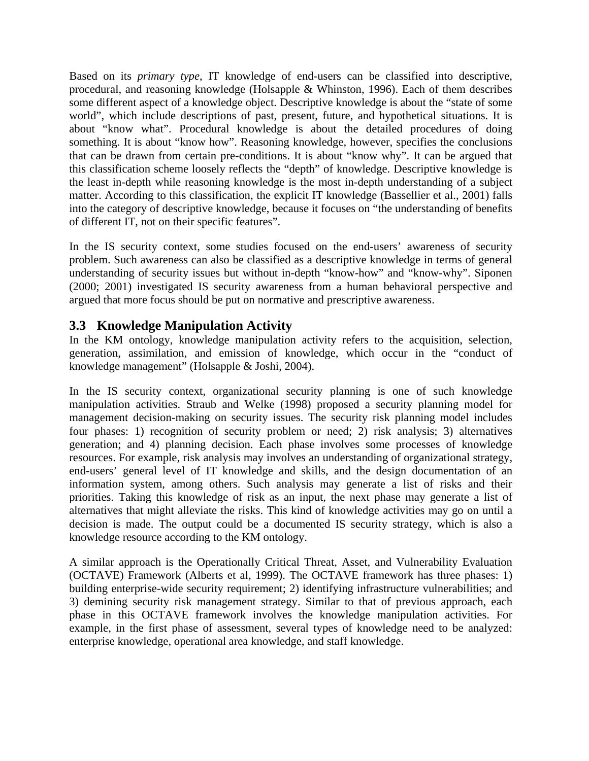Based on its *primary type*, IT knowledge of end-users can be classified into descriptive, procedural, and reasoning knowledge (Holsapple & Whinston, 1996). Each of them describes some different aspect of a knowledge object. Descriptive knowledge is about the "state of some world", which include descriptions of past, present, future, and hypothetical situations. It is about "know what". Procedural knowledge is about the detailed procedures of doing something. It is about "know how". Reasoning knowledge, however, specifies the conclusions that can be drawn from certain pre-conditions. It is about "know why". It can be argued that this classification scheme loosely reflects the "depth" of knowledge. Descriptive knowledge is the least in-depth while reasoning knowledge is the most in-depth understanding of a subject matter. According to this classification, the explicit IT knowledge (Bassellier et al., 2001) falls into the category of descriptive knowledge, because it focuses on "the understanding of benefits of different IT, not on their specific features".

In the IS security context, some studies focused on the end-users' awareness of security problem. Such awareness can also be classified as a descriptive knowledge in terms of general understanding of security issues but without in-depth "know-how" and "know-why". Siponen (2000; 2001) investigated IS security awareness from a human behavioral perspective and argued that more focus should be put on normative and prescriptive awareness.

## 3.3 Knowledge Manipulation Activity

In the KM ontology, knowledge manipulation activity refers to the acquisition, selection, generation, assimilation, and emission of knowledge, which occur in the "conduct of knowledge management" (Holsapple & Joshi, 2004).

In the IS security context, organizational security planning is one of such knowledge manipulation activities. Straub and Welke (1998) proposed a security planning model for management decision-making on security issues. The security risk planning model includes four phases: 1) recognition of security problem or need; 2) risk analysis; 3) alternatives generation; and 4) planning decision. Each phase involves some processes of knowledge resources. For example, risk analysis may involves an understanding of organizational strategy, end-users' general level of IT knowledge and skills, and the design documentation of an information system, among others. Such analysis may generate a list of risks and their priorities. Taking this knowledge of risk as an input, the next phase may generate a list of alternatives that might alleviate the risks. This kind of knowledge activities may go on until a decision is made. The output could be a documented IS security strategy, which is also a knowledge resource according to the KM ontology.

A similar approach is the Operationally Critical Threat, Asset, and Vulnerability Evaluation (OCTAVE) Framework (Alberts et al, 1999). The OCTAVE framework has three phases: 1) building enterprise-wide security requirement; 2) identifying infrastructure vulnerabilities; and 3) demining security risk management strategy. Similar to that of previous approach, each phase in this OCTAVE framework involves the knowledge manipulation activities. For example, in the first phase of assessment, several types of knowledge need to be analyzed: enterprise knowledge, operational area knowledge, and staff knowledge.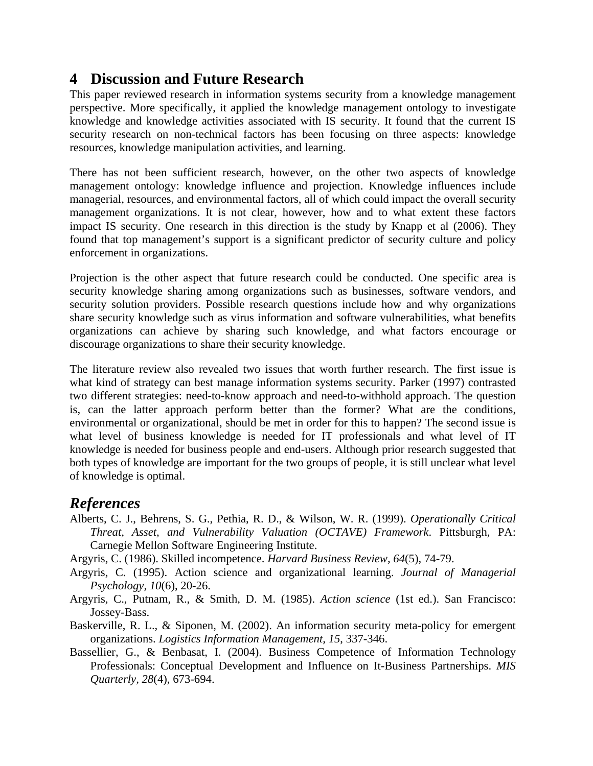## 4 Discussion and Future Research

This paper reviewed research in information systems security from a knowledge management perspective. More specifically, it applied the knowledge management ontology to investigate knowledge and knowledge activities associated with IS security. It found that the current IS security research on non-technical factors has been focusing on three aspects: knowledge resources, knowledge manipulation activities, and learning.

There has not been sufficient research, however, on the other two aspects of knowledge management ontology: knowledge influence and projection. Knowledge influences include managerial, resources, and environmental factors, all of which could impact the overall security management organizations. It is not clear, however, how and to what extent these factors impact IS security. One research in this direction is the study by Knapp et al (2006). They found that top management's support is a significant predictor of security culture and policy enforcement in organizations.

Projection is the other aspect that future research could be conducted. One specific area is security knowledge sharing among organizations such as businesses, software vendors, and security solution providers. Possible research questions include how and why organizations share security knowledge such as virus information and software vulnerabilities, what benefits organizations can achieve by sharing such knowledge, and what factors encourage or discourage organizations to share their security knowledge.

The literature review also revealed two issues that worth further research. The first issue is what kind of strategy can best manage information systems security. Parker (1997) contrasted two different strategies: need-to-know approach and need-to-withhold approach. The question is, can the latter approach perform better than the former? What are the conditions, environmental or organizational, should be met in order for this to happen? The second issue is what level of business knowledge is needed for IT professionals and what level of IT knowledge is needed for business people and end-users. Although prior research suggested that both types of knowledge are important for the two groups of people, it is still unclear what level of knowledge is optimal.

## *References*

Alberts, C. J., Behrens, S. G., Pethia, R. D., & Wilson, W. R. (1999). *Operationally Critical Threat, Asset, and Vulnerability Valuation (OCTAVE) Framework*. Pittsburgh, PA: Carnegie Mellon Software Engineering Institute.

Argyris, C. (1986). Skilled incompetence. *Harvard Business Review, 64*(5), 74-79.

Argyris, C. (1995). Action science and organizational learning. *Journal of Managerial Psychology, 10*(6), 20-26.

Argyris, C., Putnam, R., & Smith, D. M. (1985). *Action science* (1st ed.). San Francisco: Jossey-Bass.

Baskerville, R. L., & Siponen, M. (2002). An information security meta-policy for emergent organizations. *Logistics Information Management, 15*, 337-346.

Bassellier, G., & Benbasat, I. (2004). Business Competence of Information Technology Professionals: Conceptual Development and Influence on It-Business Partnerships. *MIS Quarterly, 28*(4), 673-694.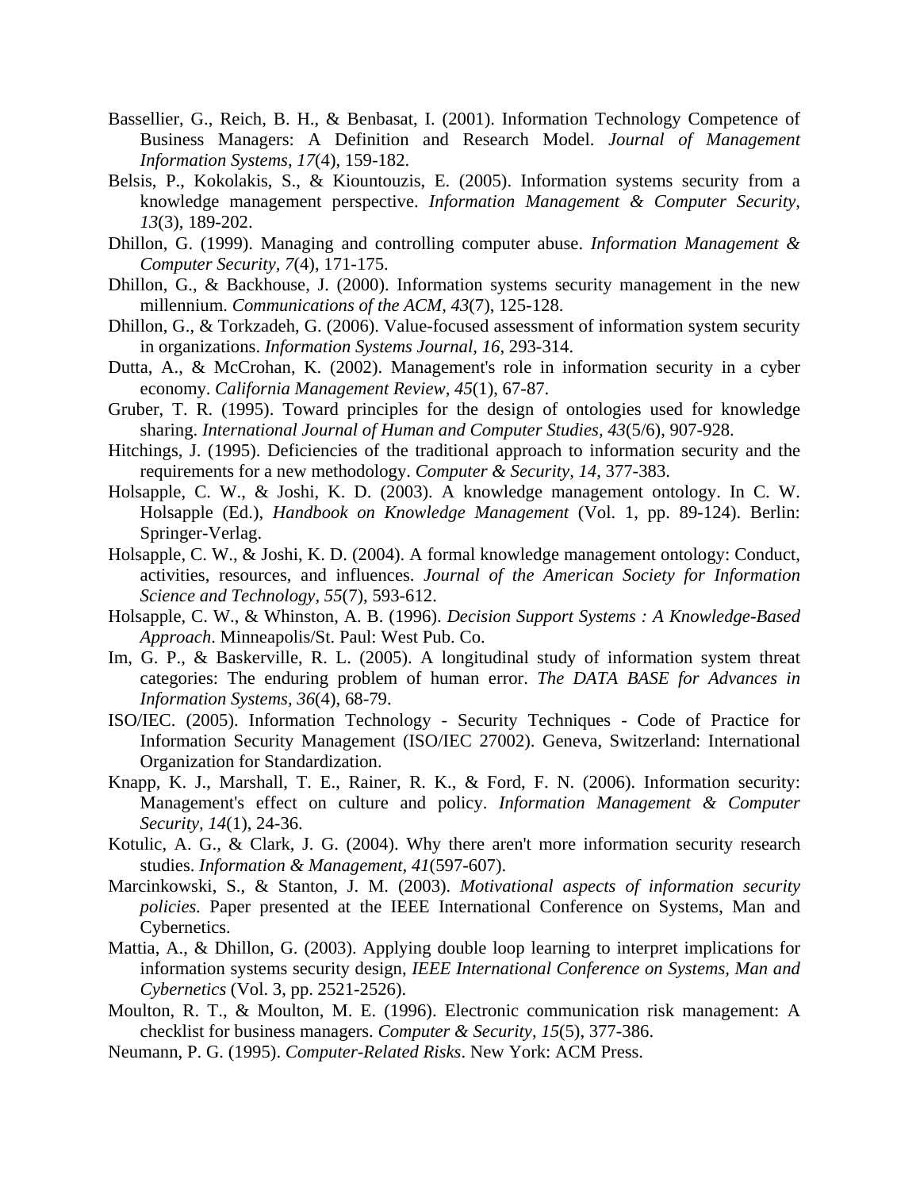Bassellier, G., Reich, B. H., & Benbasat, I. (2001). Information Technology Competence of Business Managers: A Definition and Research Model. *Journal of Management Information Systems, 17*(4), 159-182.

Belsis, P., Kokolakis, S., & Kiountouzis, E. (2005). Information systems security from a knowledge management perspective. *Information Management & Computer Security, 13*(3), 189-202.

Dhillon, G. (1999). Managing and controlling computer abuse. *Information Management & Computer Security, 7*(4), 171-175.

Dhillon, G., & Backhouse, J. (2000). Information systems security management in the new millennium. *Communications of the ACM, 43*(7), 125-128.

Dhillon, G., & Torkzadeh, G. (2006). Value-focused assessment of information system security in organizations. *Information Systems Journal, 16*, 293-314.

Dutta, A., & McCrohan, K. (2002). Management's role in information security in a cyber economy. *California Management Review, 45*(1), 67-87.

Gruber, T. R. (1995). Toward principles for the design of ontologies used for knowledge sharing. *International Journal of Human and Computer Studies, 43*(5/6), 907-928.

Hitchings, J. (1995). Deficiencies of the traditional approach to information security and the requirements for a new methodology. *Computer & Security, 14*, 377-383.

Holsapple, C. W., & Joshi, K. D. (2003). A knowledge management ontology. In C. W. Holsapple (Ed.), *Handbook on Knowledge Management* (Vol. 1, pp. 89-124). Berlin: Springer-Verlag.

Holsapple, C. W., & Joshi, K. D. (2004). A formal knowledge management ontology: Conduct, activities, resources, and influences. *Journal of the American Society for Information Science and Technology, 55*(7), 593-612.

Holsapple, C. W., & Whinston, A. B. (1996). *Decision Support Systems : A Knowledge-Based Approach*. Minneapolis/St. Paul: West Pub. Co.

Im, G. P., & Baskerville, R. L. (2005). A longitudinal study of information system threat categories: The enduring problem of human error. *The DATA BASE for Advances in Information Systems, 36*(4), 68-79.

ISO/IEC. (2005). Information Technology - Security Techniques - Code of Practice for Information Security Management (ISO/IEC 27002). Geneva, Switzerland: International Organization for Standardization.

Knapp, K. J., Marshall, T. E., Rainer, R. K., & Ford, F. N. (2006). Information security: Management's effect on culture and policy. *Information Management & Computer Security, 14*(1), 24-36.

Kotulic, A. G., & Clark, J. G. (2004). Why there aren't more information security research studies. *Information & Management, 41*(597-607).

Marcinkowski, S., & Stanton, J. M. (2003). *Motivational aspects of information security policies.* Paper presented at the IEEE International Conference on Systems, Man and Cybernetics.

Mattia, A., & Dhillon, G. (2003). Applying double loop learning to interpret implications for information systems security design, *IEEE International Conference on Systems, Man and Cybernetics* (Vol. 3, pp. 2521-2526).

Moulton, R. T., & Moulton, M. E. (1996). Electronic communication risk management: A checklist for business managers. *Computer & Security, 15*(5), 377-386.

Neumann, P. G. (1995). *Computer-Related Risks*. New York: ACM Press.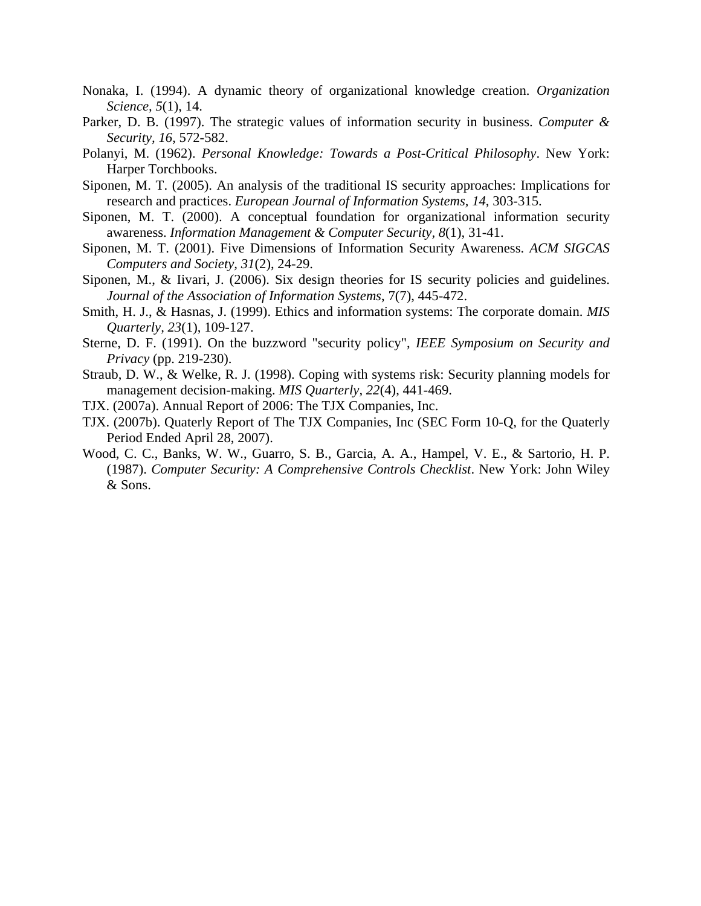Nonaka, I. (1994). A dynamic theory of organizational knowledge creation. *Organization Science*, *5*(1), 14.

Parker, D. B. (1997). The strategic values of information security in business. *Computer & Security*, *16*, 572-582.

Polanyi, M. (1962). *Personal Knowledge: Towards a Post-Critical Philosophy*. New York: Harper Torchbooks.

Siponen, M. T. (2005). An analysis of the traditional IS security approaches: Implications for research and practices. *European Journal of Information Systems, 14*, 303-315.

Siponen, M. T. (2000). A conceptual foundation for organizational information security awareness. *Information Management & Computer Security, 8*(1), 31-41.

Siponen, M. T. (2001). Five Dimensions of Information Security Awareness. *ACM SIGCAS Computers and Society, 31*(2), 24-29.

Siponen, M., & Iivari, J. (2006). Six design theories for IS security policies and guidelines. *Journal of the Association of Information Systems*, 7(7), 445-472.

Smith, H. J., & Hasnas, J. (1999). Ethics and information systems: The corporate domain. *MIS Quarterly, 23*(1), 109-127.

Sterne, D. F. (1991). On the buzzword "security policy", *IEEE Symposium on Security and Privacy* (pp. 219-230).

Straub, D. W., & Welke, R. J. (1998). Coping with systems risk: Security planning models for management decision-making. *MIS Quarterly*, *22*(4), 441-469.

TJX. (2007a). Annual Report of 2006: The TJX Companies, Inc.

TJX. (2007b). Quaterly Report of The TJX Companies, Inc (SEC Form 10-Q, for the Quaterly Period Ended April 28, 2007).

Wood, C. C., Banks, W. W., Guarro, S. B., Garcia, A. A., Hampel, V. E., & Sartorio, H. P. (1987). *Computer Security: A Comprehensive Controls Checklist*. New York: John Wiley & Sons.